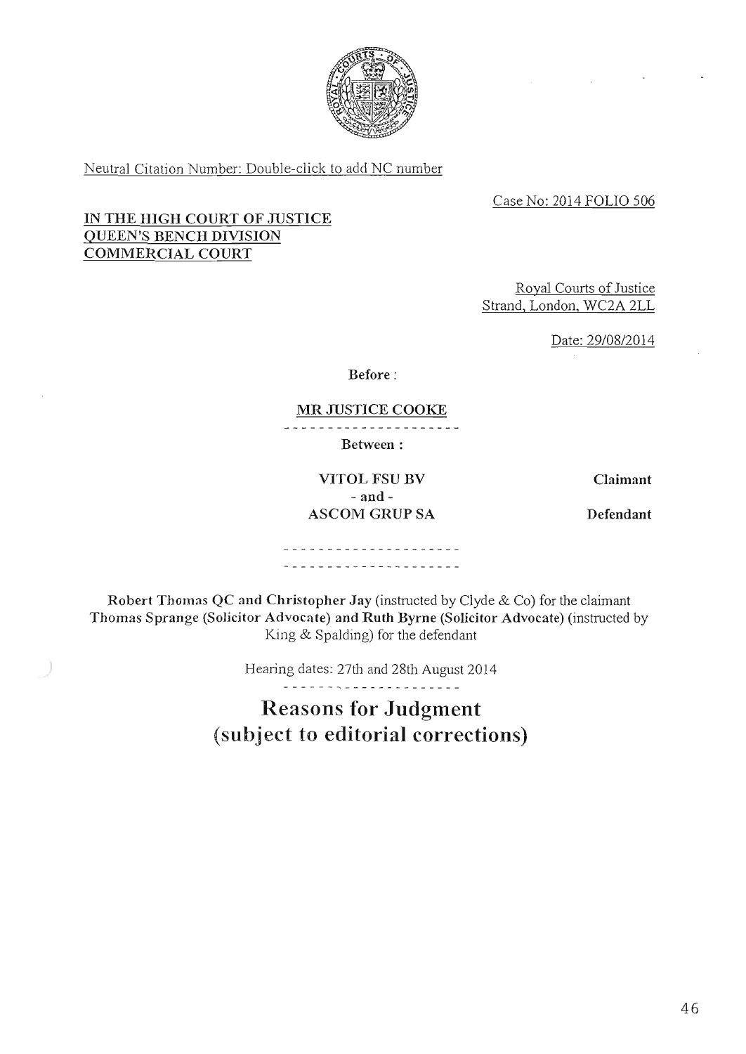Neutral Citation Number: Double-click to add NC number

Case No: 2014 FOLIO 506

**IN THE HIGH COURT OF JUSTICE**
**QUEEN'S BENCH DIVISION**
**COMMERCIAL COURT**

Royal Courts of Justice
Strand, London, WC2A 2LL

Date: 29/08/2014

**Before :**

**MR JUSTICE COOKE**

---

**Between :**

| | |
|---|---|
| **VITOL FSU BV** | **Claimant** |
| **- and -** | |
| **ASCOM GRUP SA** | **Defendant** |

---

**Robert Thomas QC and Christopher Jay** (instructed by Clyde & Co) for the claimant
**Thomas Sprange (Solicitor Advocate) and Ruth Byrne (Solicitor Advocate)** (instructed by King & Spalding) for the defendant

Hearing dates: 27th and 28th August 2014

---

# Reasons for Judgment (subject to editorial corrections)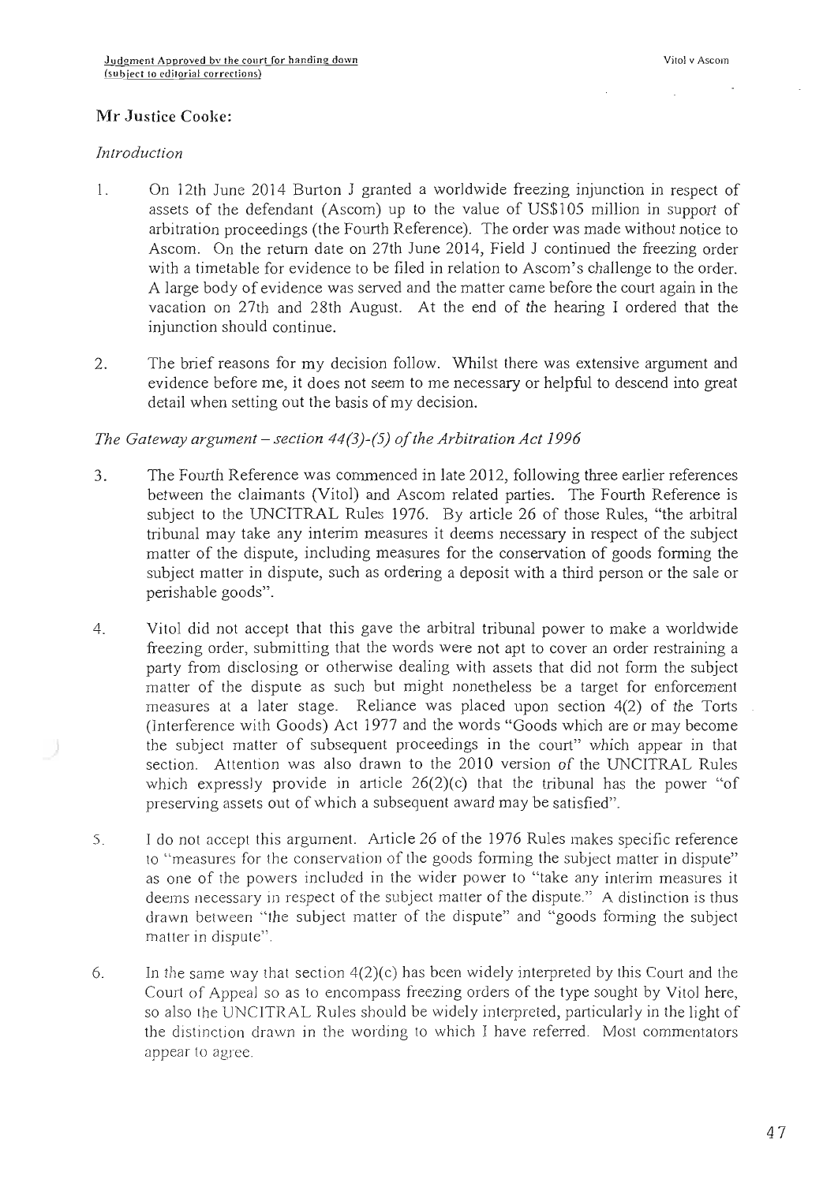**Mr Justice Cooke:**

*Introduction*

1. On 12th June 2014 Burton J granted a worldwide freezing injunction in respect of assets of the defendant (Ascom) up to the value of US$105 million in support of arbitration proceedings (the Fourth Reference). The order was made without notice to Ascom. On the return date on 27th June 2014, Field J continued the freezing order with a timetable for evidence to be filed in relation to Ascom's challenge to the order. A large body of evidence was served and the matter came before the court again in the vacation on 27th and 28th August. At the end of the hearing I ordered that the injunction should continue.

2. The brief reasons for my decision follow. Whilst there was extensive argument and evidence before me, it does not seem to me necessary or helpful to descend into great detail when setting out the basis of my decision.

*The Gateway argument – section 44(3)-(5) of the Arbitration Act 1996*

3. The Fourth Reference was commenced in late 2012, following three earlier references between the claimants (Vitol) and Ascom related parties. The Fourth Reference is subject to the UNCITRAL Rules 1976. By article 26 of those Rules, "the arbitral tribunal may take any interim measures it deems necessary in respect of the subject matter of the dispute, including measures for the conservation of goods forming the subject matter in dispute, such as ordering a deposit with a third person or the sale or perishable goods".

4. Vitol did not accept that this gave the arbitral tribunal power to make a worldwide freezing order, submitting that the words were not apt to cover an order restraining a party from disclosing or otherwise dealing with assets that did not form the subject matter of the dispute as such but might nonetheless be a target for enforcement measures at a later stage. Reliance was placed upon section 4(2) of the Torts (Interference with Goods) Act 1977 and the words "Goods which are or may become the subject matter of subsequent proceedings in the court" which appear in that section. Attention was also drawn to the 2010 version of the UNCITRAL Rules which expressly provide in article 26(2)(c) that the tribunal has the power "of preserving assets out of which a subsequent award may be satisfied".

5. I do not accept this argument. Article 26 of the 1976 Rules makes specific reference to "measures for the conservation of the goods forming the subject matter in dispute" as one of the powers included in the wider power to "take any interim measures it deems necessary in respect of the subject matter of the dispute." A distinction is thus drawn between "the subject matter of the dispute" and "goods forming the subject matter in dispute".

6. In the same way that section 4(2)(c) has been widely interpreted by this Court and the Court of Appeal so as to encompass freezing orders of the type sought by Vitol here, so also the UNCITRAL Rules should be widely interpreted, particularly in the light of the distinction drawn in the wording to which I have referred. Most commentators appear to agree.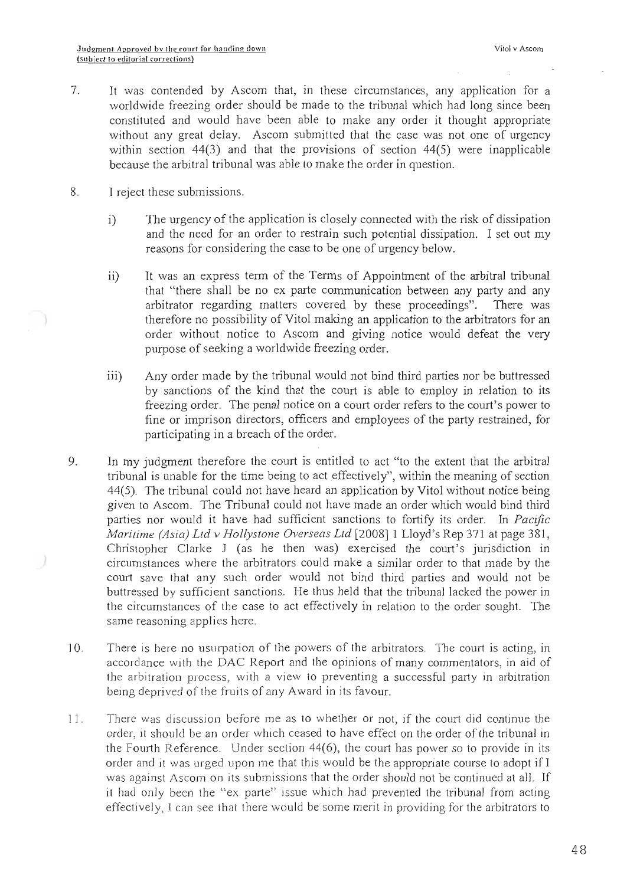7. It was contended by Ascom that, in these circumstances, any application for a worldwide freezing order should be made to the tribunal which had long since been constituted and would have been able to make any order it thought appropriate without any great delay. Ascom submitted that the case was not one of urgency within section 44(3) and that the provisions of section 44(5) were inapplicable because the arbitral tribunal was able to make the order in question.

8. I reject these submissions.

   i) The urgency of the application is closely connected with the risk of dissipation and the need for an order to restrain such potential dissipation. I set out my reasons for considering the case to be one of urgency below.

   ii) It was an express term of the Terms of Appointment of the arbitral tribunal that "there shall be no ex parte communication between any party and any arbitrator regarding matters covered by these proceedings". There was therefore no possibility of Vitol making an application to the arbitrators for an order without notice to Ascom and giving notice would defeat the very purpose of seeking a worldwide freezing order.

   iii) Any order made by the tribunal would not bind third parties nor be buttressed by sanctions of the kind that the court is able to employ in relation to its freezing order. The penal notice on a court order refers to the court's power to fine or imprison directors, officers and employees of the party restrained, for participating in a breach of the order.

9. In my judgment therefore the court is entitled to act "to the extent that the arbitral tribunal is unable for the time being to act effectively", within the meaning of section 44(5). The tribunal could not have heard an application by Vitol without notice being given to Ascom. The Tribunal could not have made an order which would bind third parties nor would it have had sufficient sanctions to fortify its order. In *Pacific Maritime (Asia) Ltd v Hollystone Overseas Ltd* [2008] 1 Lloyd's Rep 371 at page 381, Christopher Clarke J (as he then was) exercised the court's jurisdiction in circumstances where the arbitrators could make a similar order to that made by the court save that any such order would not bind third parties and would not be buttressed by sufficient sanctions. He thus held that the tribunal lacked the power in the circumstances of the case to act effectively in relation to the order sought. The same reasoning applies here.

10. There is here no usurpation of the powers of the arbitrators. The court is acting, in accordance with the DAC Report and the opinions of many commentators, in aid of the arbitration process, with a view to preventing a successful party in arbitration being deprived of the fruits of any Award in its favour.

11. There was discussion before me as to whether or not, if the court did continue the order, it should be an order which ceased to have effect on the order of the tribunal in the Fourth Reference. Under section 44(6), the court has power so to provide in its order and it was urged upon me that this would be the appropriate course to adopt if I was against Ascom on its submissions that the order should not be continued at all. If it had only been the "ex parte" issue which had prevented the tribunal from acting effectively, I can see that there would be some merit in providing for the arbitrators to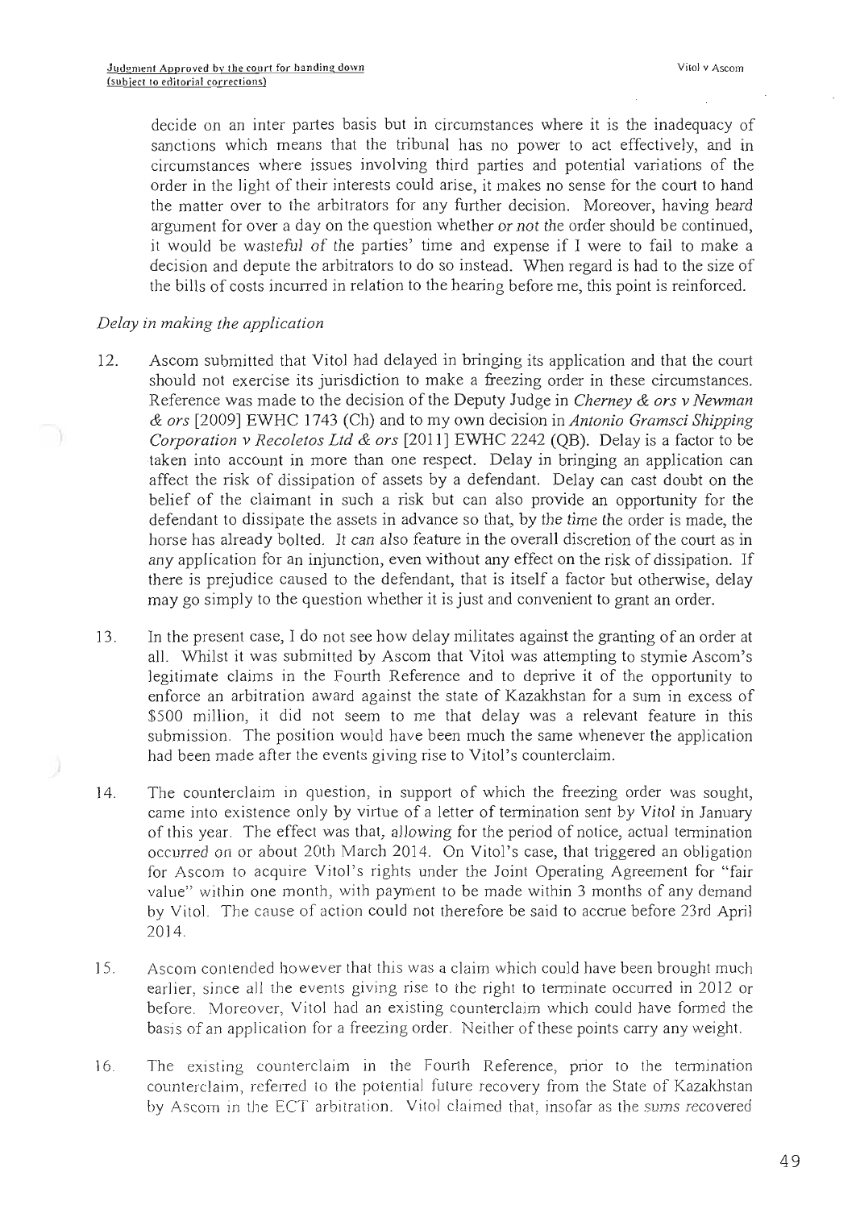decide on an inter partes basis but in circumstances where it is the inadequacy of sanctions which means that the tribunal has no power to act effectively, and in circumstances where issues involving third parties and potential variations of the order in the light of their interests could arise, it makes no sense for the court to hand the matter over to the arbitrators for any further decision. Moreover, having heard argument for over a day on the question whether or not the order should be continued, it would be wasteful of the parties' time and expense if I were to fail to make a decision and depute the arbitrators to do so instead. When regard is had to the size of the bills of costs incurred in relation to the hearing before me, this point is reinforced.

*Delay in making the application*

12. Ascom submitted that Vitol had delayed in bringing its application and that the court should not exercise its jurisdiction to make a freezing order in these circumstances. Reference was made to the decision of the Deputy Judge in *Cherney & ors v Newman & ors* [2009] EWHC 1743 (Ch) and to my own decision in *Antonio Gramsci Shipping Corporation v Recoletos Ltd & ors* [2011] EWHC 2242 (QB). Delay is a factor to be taken into account in more than one respect. Delay in bringing an application can affect the risk of dissipation of assets by a defendant. Delay can cast doubt on the belief of the claimant in such a risk but can also provide an opportunity for the defendant to dissipate the assets in advance so that, by the time the order is made, the horse has already bolted. It can also feature in the overall discretion of the court as in any application for an injunction, even without any effect on the risk of dissipation. If there is prejudice caused to the defendant, that is itself a factor but otherwise, delay may go simply to the question whether it is just and convenient to grant an order.

13. In the present case, I do not see how delay militates against the granting of an order at all. Whilst it was submitted by Ascom that Vitol was attempting to stymie Ascom's legitimate claims in the Fourth Reference and to deprive it of the opportunity to enforce an arbitration award against the state of Kazakhstan for a sum in excess of $500 million, it did not seem to me that delay was a relevant feature in this submission. The position would have been much the same whenever the application had been made after the events giving rise to Vitol's counterclaim.

14. The counterclaim in question, in support of which the freezing order was sought, came into existence only by virtue of a letter of termination sent by Vitol in January of this year. The effect was that, allowing for the period of notice, actual termination occurred on or about 20th March 2014. On Vitol's case, that triggered an obligation for Ascom to acquire Vitol's rights under the Joint Operating Agreement for "fair value" within one month, with payment to be made within 3 months of any demand by Vitol. The cause of action could not therefore be said to accrue before 23rd April 2014.

15. Ascom contended however that this was a claim which could have been brought much earlier, since all the events giving rise to the right to terminate occurred in 2012 or before. Moreover, Vitol had an existing counterclaim which could have formed the basis of an application for a freezing order. Neither of these points carry any weight.

16. The existing counterclaim in the Fourth Reference, prior to the termination counterclaim, referred to the potential future recovery from the State of Kazakhstan by Ascom in the ECT arbitration. Vitol claimed that, insofar as the sums recovered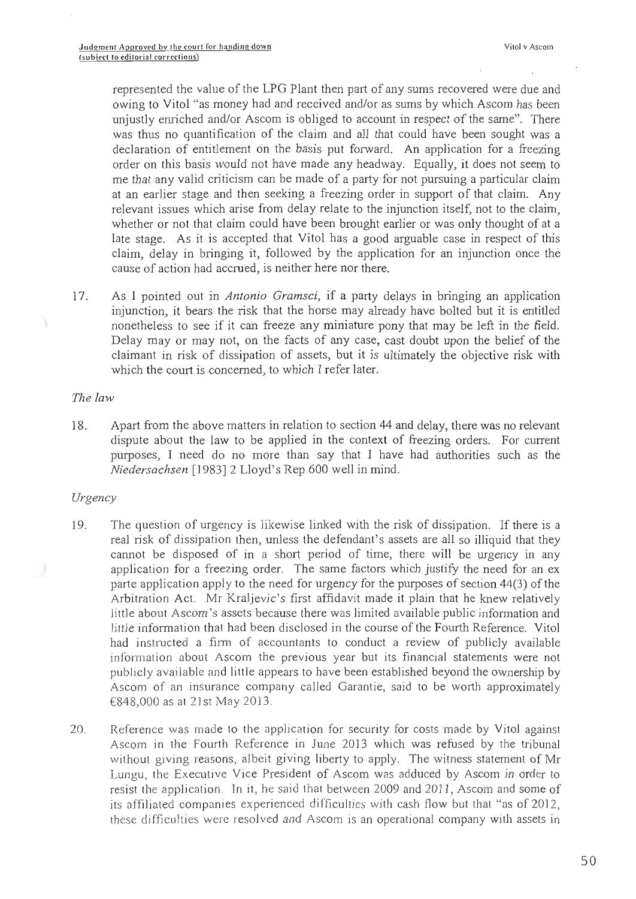represented the value of the LPG Plant then part of any sums recovered were due and owing to Vitol "as money had and received and/or as sums by which Ascom has been unjustly enriched and/or Ascom is obliged to account in respect of the same". There was thus no quantification of the claim and all that could have been sought was a declaration of entitlement on the basis put forward. An application for a freezing order on this basis would not have made any headway. Equally, it does not seem to me that any valid criticism can be made of a party for not pursuing a particular claim at an earlier stage and then seeking a freezing order in support of that claim. Any relevant issues which arise from delay relate to the injunction itself, not to the claim, whether or not that claim could have been brought earlier or was only thought of at a late stage. As it is accepted that Vitol has a good arguable case in respect of this claim, delay in bringing it, followed by the application for an injunction once the cause of action had accrued, is neither here nor there.

17. As I pointed out in *Antonio Gramsci*, if a party delays in bringing an application injunction, it bears the risk that the horse may already have bolted but it is entitled nonetheless to see if it can freeze any miniature pony that may be left in the field. Delay may or may not, on the facts of any case, cast doubt upon the belief of the claimant in risk of dissipation of assets, but it is ultimately the objective risk with which the court is concerned, to which I refer later.

*The law*

18. Apart from the above matters in relation to section 44 and delay, there was no relevant dispute about the law to be applied in the context of freezing orders. For current purposes, I need do no more than say that I have had authorities such as the *Niedersachsen* [1983] 2 Lloyd's Rep 600 well in mind.

*Urgency*

19. The question of urgency is likewise linked with the risk of dissipation. If there is a real risk of dissipation then, unless the defendant's assets are all so illiquid that they cannot be disposed of in a short period of time, there will be urgency in any application for a freezing order. The same factors which justify the need for an ex parte application apply to the need for urgency for the purposes of section 44(3) of the Arbitration Act. Mr Kraljevic's first affidavit made it plain that he knew relatively little about Ascom's assets because there was limited available public information and little information that had been disclosed in the course of the Fourth Reference. Vitol had instructed a firm of accountants to conduct a review of publicly available information about Ascom the previous year but its financial statements were not publicly available and little appears to have been established beyond the ownership by Ascom of an insurance company called Garantie, said to be worth approximately €848,000 as at 21st May 2013.

20. Reference was made to the application for security for costs made by Vitol against Ascom in the Fourth Reference in June 2013 which was refused by the tribunal without giving reasons, albeit giving liberty to apply. The witness statement of Mr Lungu, the Executive Vice President of Ascom was adduced by Ascom in order to resist the application. In it, he said that between 2009 and 2011, Ascom and some of its affiliated companies experienced difficulties with cash flow but that "as of 2012, these difficulties were resolved and Ascom is an operational company with assets in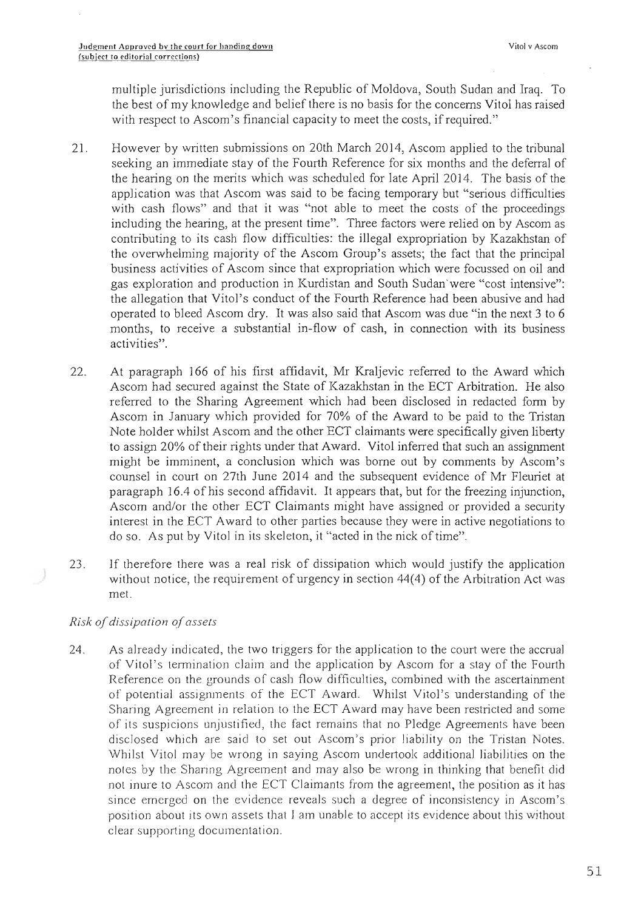multiple jurisdictions including the Republic of Moldova, South Sudan and Iraq. To the best of my knowledge and belief there is no basis for the concerns Vitol has raised with respect to Ascom's financial capacity to meet the costs, if required."

21. However by written submissions on 20th March 2014, Ascom applied to the tribunal seeking an immediate stay of the Fourth Reference for six months and the deferral of the hearing on the merits which was scheduled for late April 2014. The basis of the application was that Ascom was said to be facing temporary but "serious difficulties with cash flows" and that it was "not able to meet the costs of the proceedings including the hearing, at the present time". Three factors were relied on by Ascom as contributing to its cash flow difficulties: the illegal expropriation by Kazakhstan of the overwhelming majority of the Ascom Group's assets; the fact that the principal business activities of Ascom since that expropriation which were focussed on oil and gas exploration and production in Kurdistan and South Sudan were "cost intensive": the allegation that Vitol's conduct of the Fourth Reference had been abusive and had operated to bleed Ascom dry. It was also said that Ascom was due "in the next 3 to 6 months, to receive a substantial in-flow of cash, in connection with its business activities".

22. At paragraph 166 of his first affidavit, Mr Kraljevic referred to the Award which Ascom had secured against the State of Kazakhstan in the ECT Arbitration. He also referred to the Sharing Agreement which had been disclosed in redacted form by Ascom in January which provided for 70% of the Award to be paid to the Tristan Note holder whilst Ascom and the other ECT claimants were specifically given liberty to assign 20% of their rights under that Award. Vitol inferred that such an assignment might be imminent, a conclusion which was borne out by comments by Ascom's counsel in court on 27th June 2014 and the subsequent evidence of Mr Fleuriet at paragraph 16.4 of his second affidavit. It appears that, but for the freezing injunction, Ascom and/or the other ECT Claimants might have assigned or provided a security interest in the ECT Award to other parties because they were in active negotiations to do so. As put by Vitol in its skeleton, it "acted in the nick of time".

23. If therefore there was a real risk of dissipation which would justify the application without notice, the requirement of urgency in section 44(4) of the Arbitration Act was met.

*Risk of dissipation of assets*

24. As already indicated, the two triggers for the application to the court were the accrual of Vitol's termination claim and the application by Ascom for a stay of the Fourth Reference on the grounds of cash flow difficulties, combined with the ascertainment of potential assignments of the ECT Award. Whilst Vitol's understanding of the Sharing Agreement in relation to the ECT Award may have been restricted and some of its suspicions unjustified, the fact remains that no Pledge Agreements have been disclosed which are said to set out Ascom's prior liability on the Tristan Notes. Whilst Vitol may be wrong in saying Ascom undertook additional liabilities on the notes by the Sharing Agreement and may also be wrong in thinking that benefit did not inure to Ascom and the ECT Claimants from the agreement, the position as it has since emerged on the evidence reveals such a degree of inconsistency in Ascom's position about its own assets that I am unable to accept its evidence about this without clear supporting documentation.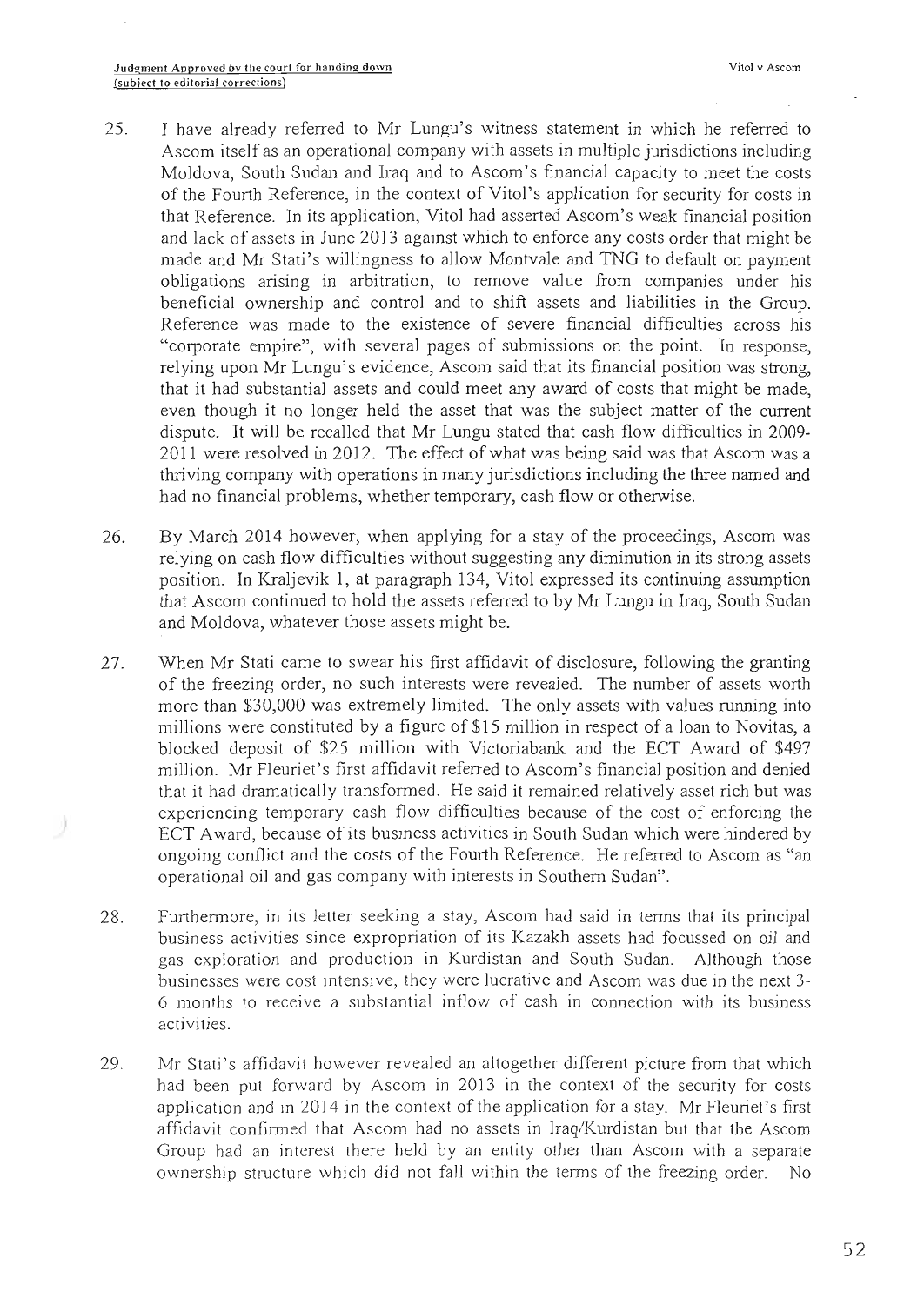25. I have already referred to Mr Lungu's witness statement in which he referred to Ascom itself as an operational company with assets in multiple jurisdictions including Moldova, South Sudan and Iraq and to Ascom's financial capacity to meet the costs of the Fourth Reference, in the context of Vitol's application for security for costs in that Reference. In its application, Vitol had asserted Ascom's weak financial position and lack of assets in June 2013 against which to enforce any costs order that might be made and Mr Stati's willingness to allow Montvale and TNG to default on payment obligations arising in arbitration, to remove value from companies under his beneficial ownership and control and to shift assets and liabilities in the Group. Reference was made to the existence of severe financial difficulties across his "corporate empire", with several pages of submissions on the point. In response, relying upon Mr Lungu's evidence, Ascom said that its financial position was strong, that it had substantial assets and could meet any award of costs that might be made, even though it no longer held the asset that was the subject matter of the current dispute. It will be recalled that Mr Lungu stated that cash flow difficulties in 2009-2011 were resolved in 2012. The effect of what was being said was that Ascom was a thriving company with operations in many jurisdictions including the three named and had no financial problems, whether temporary, cash flow or otherwise.

26. By March 2014 however, when applying for a stay of the proceedings, Ascom was relying on cash flow difficulties without suggesting any diminution in its strong assets position. In Kraljevik 1, at paragraph 134, Vitol expressed its continuing assumption that Ascom continued to hold the assets referred to by Mr Lungu in Iraq, South Sudan and Moldova, whatever those assets might be.

27. When Mr Stati came to swear his first affidavit of disclosure, following the granting of the freezing order, no such interests were revealed. The number of assets worth more than $30,000 was extremely limited. The only assets with values running into millions were constituted by a figure of $15 million in respect of a loan to Novitas, a blocked deposit of $25 million with Victoriabank and the ECT Award of $497 million. Mr Fleuriet's first affidavit referred to Ascom's financial position and denied that it had dramatically transformed. He said it remained relatively asset rich but was experiencing temporary cash flow difficulties because of the cost of enforcing the ECT Award, because of its business activities in South Sudan which were hindered by ongoing conflict and the costs of the Fourth Reference. He referred to Ascom as "an operational oil and gas company with interests in Southern Sudan".

28. Furthermore, in its letter seeking a stay, Ascom had said in terms that its principal business activities since expropriation of its Kazakh assets had focussed on oil and gas exploration and production in Kurdistan and South Sudan. Although those businesses were cost intensive, they were lucrative and Ascom was due in the next 3-6 months to receive a substantial inflow of cash in connection with its business activities.

29. Mr Stati's affidavit however revealed an altogether different picture from that which had been put forward by Ascom in 2013 in the context of the security for costs application and in 2014 in the context of the application for a stay. Mr Fleuriet's first affidavit confirmed that Ascom had no assets in Iraq/Kurdistan but that the Ascom Group had an interest there held by an entity other than Ascom with a separate ownership structure which did not fall within the terms of the freezing order. No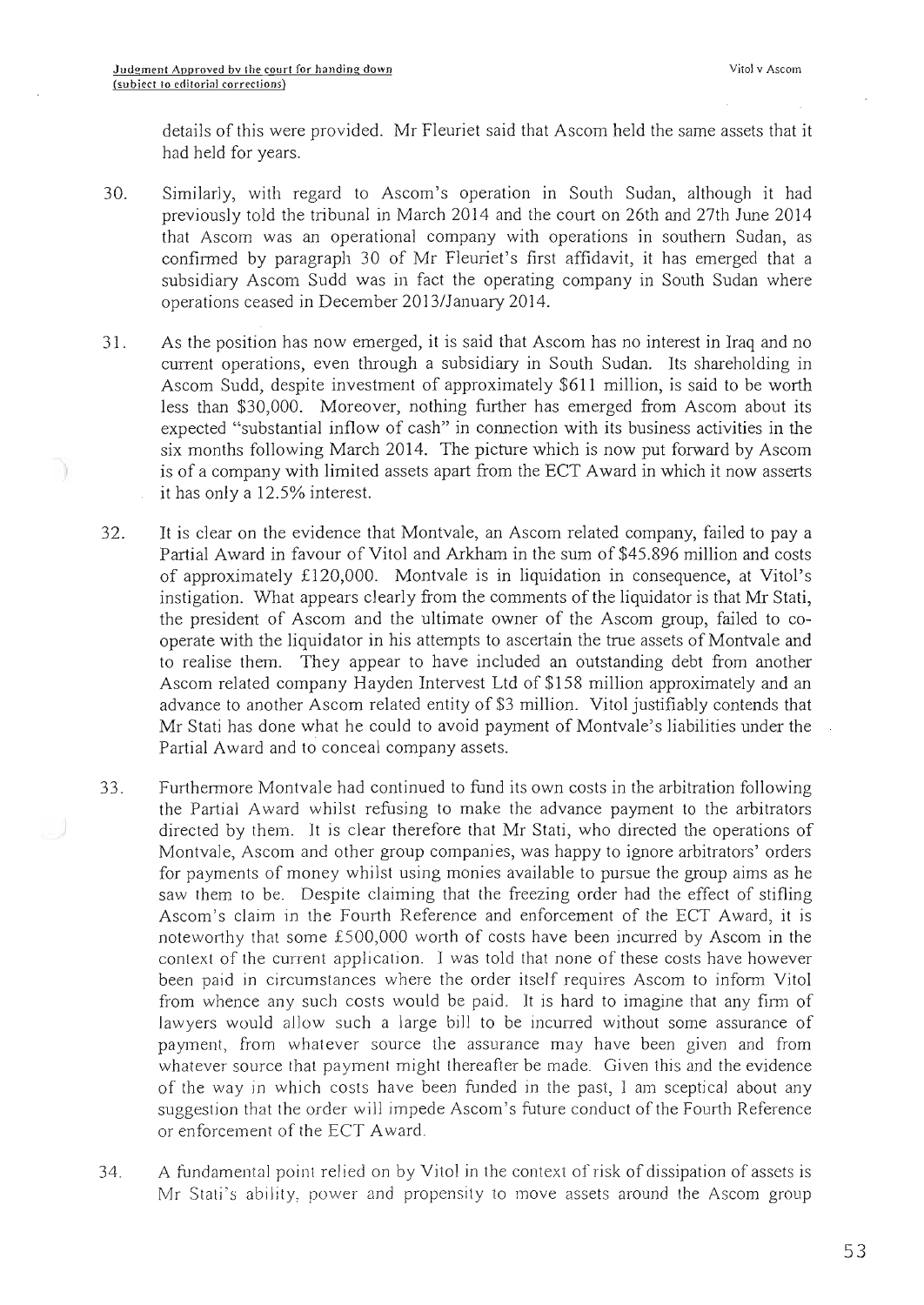details of this were provided. Mr Fleuriet said that Ascom held the same assets that it had held for years.

30. Similarly, with regard to Ascom's operation in South Sudan, although it had previously told the tribunal in March 2014 and the court on 26th and 27th June 2014 that Ascom was an operational company with operations in southern Sudan, as confirmed by paragraph 30 of Mr Fleuriet's first affidavit, it has emerged that a subsidiary Ascom Sudd was in fact the operating company in South Sudan where operations ceased in December 2013/January 2014.

31. As the position has now emerged, it is said that Ascom has no interest in Iraq and no current operations, even through a subsidiary in South Sudan. Its shareholding in Ascom Sudd, despite investment of approximately $611 million, is said to be worth less than $30,000. Moreover, nothing further has emerged from Ascom about its expected "substantial inflow of cash" in connection with its business activities in the six months following March 2014. The picture which is now put forward by Ascom is of a company with limited assets apart from the ECT Award in which it now asserts it has only a 12.5% interest.

32. It is clear on the evidence that Montvale, an Ascom related company, failed to pay a Partial Award in favour of Vitol and Arkham in the sum of $45.896 million and costs of approximately £120,000. Montvale is in liquidation in consequence, at Vitol's instigation. What appears clearly from the comments of the liquidator is that Mr Stati, the president of Ascom and the ultimate owner of the Ascom group, failed to co-operate with the liquidator in his attempts to ascertain the true assets of Montvale and to realise them. They appear to have included an outstanding debt from another Ascom related company Hayden Intervest Ltd of $158 million approximately and an advance to another Ascom related entity of $3 million. Vitol justifiably contends that Mr Stati has done what he could to avoid payment of Montvale's liabilities under the Partial Award and to conceal company assets.

33. Furthermore Montvale had continued to fund its own costs in the arbitration following the Partial Award whilst refusing to make the advance payment to the arbitrators directed by them. It is clear therefore that Mr Stati, who directed the operations of Montvale, Ascom and other group companies, was happy to ignore arbitrators' orders for payments of money whilst using monies available to pursue the group aims as he saw them to be. Despite claiming that the freezing order had the effect of stifling Ascom's claim in the Fourth Reference and enforcement of the ECT Award, it is noteworthy that some £500,000 worth of costs have been incurred by Ascom in the context of the current application. I was told that none of these costs have however been paid in circumstances where the order itself requires Ascom to inform Vitol from whence any such costs would be paid. It is hard to imagine that any firm of lawyers would allow such a large bill to be incurred without some assurance of payment, from whatever source the assurance may have been given and from whatever source that payment might thereafter be made. Given this and the evidence of the way in which costs have been funded in the past, I am sceptical about any suggestion that the order will impede Ascom's future conduct of the Fourth Reference or enforcement of the ECT Award.

34. A fundamental point relied on by Vitol in the context of risk of dissipation of assets is Mr Stati's ability, power and propensity to move assets around the Ascom group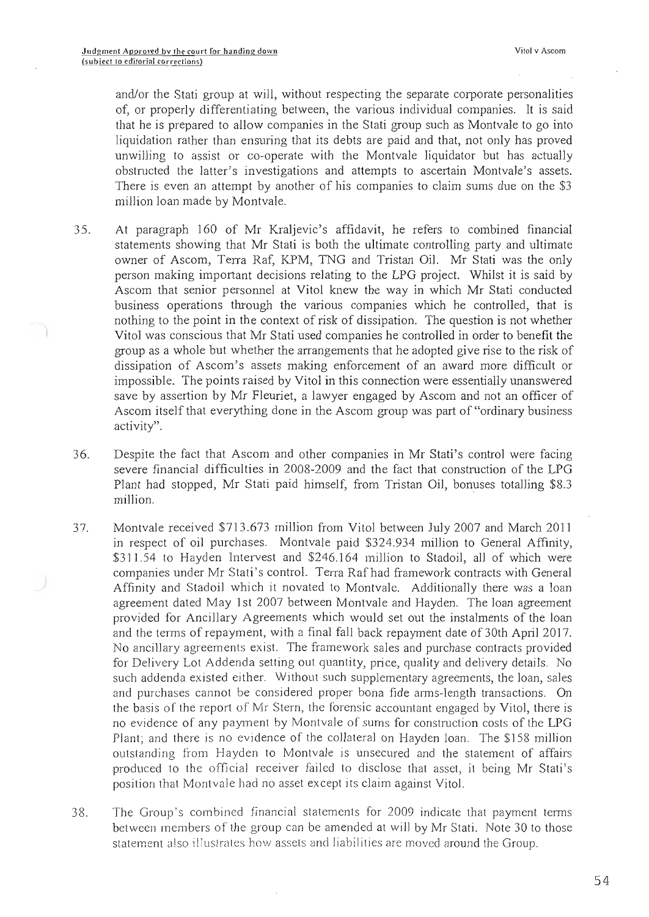and/or the Stati group at will, without respecting the separate corporate personalities of, or properly differentiating between, the various individual companies. It is said that he is prepared to allow companies in the Stati group such as Montvale to go into liquidation rather than ensuring that its debts are paid and that, not only has proved unwilling to assist or co-operate with the Montvale liquidator but has actually obstructed the latter's investigations and attempts to ascertain Montvale's assets. There is even an attempt by another of his companies to claim sums due on the $3 million loan made by Montvale.

35. At paragraph 160 of Mr Kraljevic's affidavit, he refers to combined financial statements showing that Mr Stati is both the ultimate controlling party and ultimate owner of Ascom, Terra Raf, KPM, TNG and Tristan Oil. Mr Stati was the only person making important decisions relating to the LPG project. Whilst it is said by Ascom that senior personnel at Vitol knew the way in which Mr Stati conducted business operations through the various companies which he controlled, that is nothing to the point in the context of risk of dissipation. The question is not whether Vitol was conscious that Mr Stati used companies he controlled in order to benefit the group as a whole but whether the arrangements that he adopted give rise to the risk of dissipation of Ascom's assets making enforcement of an award more difficult or impossible. The points raised by Vitol in this connection were essentially unanswered save by assertion by Mr Fleuriet, a lawyer engaged by Ascom and not an officer of Ascom itself that everything done in the Ascom group was part of "ordinary business activity".

36. Despite the fact that Ascom and other companies in Mr Stati's control were facing severe financial difficulties in 2008-2009 and the fact that construction of the LPG Plant had stopped, Mr Stati paid himself, from Tristan Oil, bonuses totalling $8.3 million.

37. Montvale received $713.673 million from Vitol between July 2007 and March 2011 in respect of oil purchases. Montvale paid $324.934 million to General Affinity, $311.54 to Hayden Intervest and $246.164 million to Stadoil, all of which were companies under Mr Stati's control. Terra Raf had framework contracts with General Affinity and Stadoil which it novated to Montvale. Additionally there was a loan agreement dated May 1st 2007 between Montvale and Hayden. The loan agreement provided for Ancillary Agreements which would set out the instalments of the loan and the terms of repayment, with a final fall back repayment date of 30th April 2017. No ancillary agreements exist. The framework sales and purchase contracts provided for Delivery Lot Addenda setting out quantity, price, quality and delivery details. No such addenda existed either. Without such supplementary agreements, the loan, sales and purchases cannot be considered proper bona fide arms-length transactions. On the basis of the report of Mr Stern, the forensic accountant engaged by Vitol, there is no evidence of any payment by Montvale of sums for construction costs of the LPG Plant; and there is no evidence of the collateral on Hayden loan. The $158 million outstanding from Hayden to Montvale is unsecured and the statement of affairs produced to the official receiver failed to disclose that asset, it being Mr Stati's position that Montvale had no asset except its claim against Vitol.

38. The Group's combined financial statements for 2009 indicate that payment terms between members of the group can be amended at will by Mr Stati. Note 30 to those statement also illustrates how assets and liabilities are moved around the Group.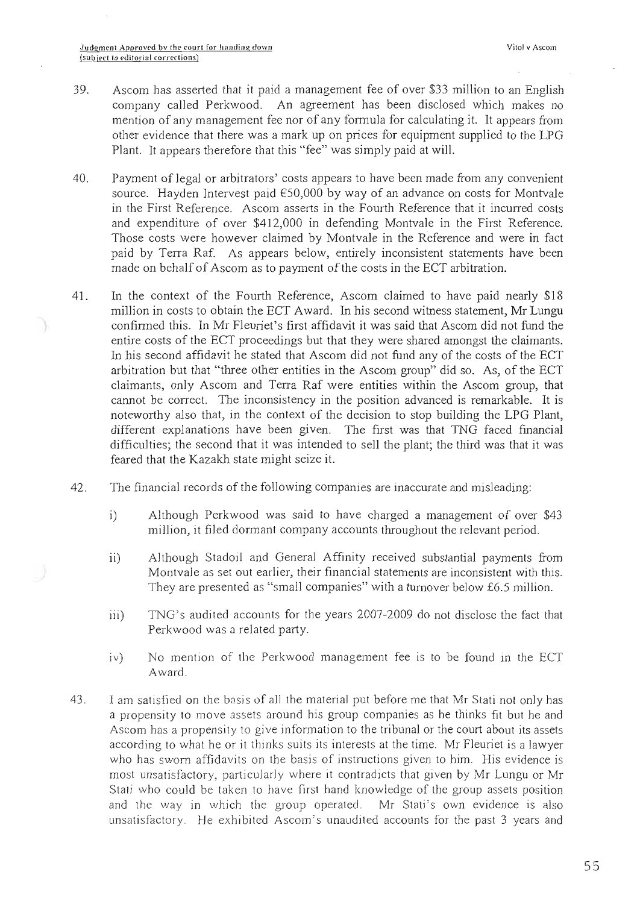39. Ascom has asserted that it paid a management fee of over $33 million to an English company called Perkwood. An agreement has been disclosed which makes no mention of any management fee nor of any formula for calculating it. It appears from other evidence that there was a mark up on prices for equipment supplied to the LPG Plant. It appears therefore that this "fee" was simply paid at will.

40. Payment of legal or arbitrators' costs appears to have been made from any convenient source. Hayden Intervest paid €50,000 by way of an advance on costs for Montvale in the First Reference. Ascom asserts in the Fourth Reference that it incurred costs and expenditure of over $412,000 in defending Montvale in the First Reference. Those costs were however claimed by Montvale in the Reference and were in fact paid by Terra Raf. As appears below, entirely inconsistent statements have been made on behalf of Ascom as to payment of the costs in the ECT arbitration.

41. In the context of the Fourth Reference, Ascom claimed to have paid nearly $18 million in costs to obtain the ECT Award. In his second witness statement, Mr Lungu confirmed this. In Mr Fleuriet's first affidavit it was said that Ascom did not fund the entire costs of the ECT proceedings but that they were shared amongst the claimants. In his second affidavit he stated that Ascom did not fund any of the costs of the ECT arbitration but that "three other entities in the Ascom group" did so. As, of the ECT claimants, only Ascom and Terra Raf were entities within the Ascom group, that cannot be correct. The inconsistency in the position advanced is remarkable. It is noteworthy also that, in the context of the decision to stop building the LPG Plant, different explanations have been given. The first was that TNG faced financial difficulties; the second that it was intended to sell the plant; the third was that it was feared that the Kazakh state might seize it.

42. The financial records of the following companies are inaccurate and misleading:

    i) Although Perkwood was said to have charged a management of over $43 million, it filed dormant company accounts throughout the relevant period.

    ii) Although Stadoil and General Affinity received substantial payments from Montvale as set out earlier, their financial statements are inconsistent with this. They are presented as "small companies" with a turnover below £6.5 million.

    iii) TNG's audited accounts for the years 2007-2009 do not disclose the fact that Perkwood was a related party.

    iv) No mention of the Perkwood management fee is to be found in the ECT Award.

43. I am satisfied on the basis of all the material put before me that Mr Stati not only has a propensity to move assets around his group companies as he thinks fit but he and Ascom has a propensity to give information to the tribunal or the court about its assets according to what he or it thinks suits its interests at the time. Mr Fleuriet is a lawyer who has sworn affidavits on the basis of instructions given to him. His evidence is most unsatisfactory, particularly where it contradicts that given by Mr Lungu or Mr Stati who could be taken to have first hand knowledge of the group assets position and the way in which the group operated. Mr Stati's own evidence is also unsatisfactory. He exhibited Ascom's unaudited accounts for the past 3 years and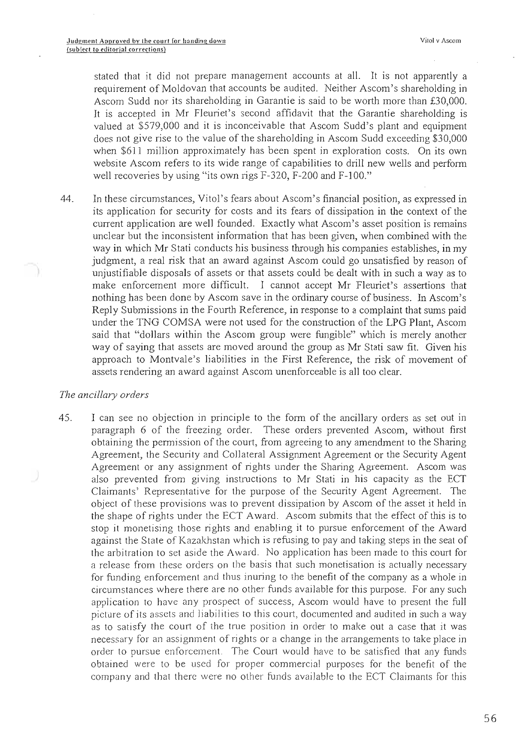stated that it did not prepare management accounts at all. It is not apparently a requirement of Moldovan that accounts be audited. Neither Ascom's shareholding in Ascom Sudd nor its shareholding in Garantie is said to be worth more than £30,000. It is accepted in Mr Fleuriet's second affidavit that the Garantie shareholding is valued at $579,000 and it is inconceivable that Ascom Sudd's plant and equipment does not give rise to the value of the shareholding in Ascom Sudd exceeding $30,000 when $611 million approximately has been spent in exploration costs. On its own website Ascom refers to its wide range of capabilities to drill new wells and perform well recoveries by using "its own rigs F-320, F-200 and F-100."

44. In these circumstances, Vitol's fears about Ascom's financial position, as expressed in its application for security for costs and its fears of dissipation in the context of the current application are well founded. Exactly what Ascom's asset position is remains unclear but the inconsistent information that has been given, when combined with the way in which Mr Stati conducts his business through his companies establishes, in my judgment, a real risk that an award against Ascom could go unsatisfied by reason of unjustifiable disposals of assets or that assets could be dealt with in such a way as to make enforcement more difficult. I cannot accept Mr Fleuriet's assertions that nothing has been done by Ascom save in the ordinary course of business. In Ascom's Reply Submissions in the Fourth Reference, in response to a complaint that sums paid under the TNG COMSA were not used for the construction of the LPG Plant, Ascom said that "dollars within the Ascom group were fungible" which is merely another way of saying that assets are moved around the group as Mr Stati saw fit. Given his approach to Montvale's liabilities in the First Reference, the risk of movement of assets rendering an award against Ascom unenforceable is all too clear.

*The ancillary orders*

45. I can see no objection in principle to the form of the ancillary orders as set out in paragraph 6 of the freezing order. These orders prevented Ascom, without first obtaining the permission of the court, from agreeing to any amendment to the Sharing Agreement, the Security and Collateral Assignment Agreement or the Security Agent Agreement or any assignment of rights under the Sharing Agreement. Ascom was also prevented from giving instructions to Mr Stati in his capacity as the ECT Claimants' Representative for the purpose of the Security Agent Agreement. The object of these provisions was to prevent dissipation by Ascom of the asset it held in the shape of rights under the ECT Award. Ascom submits that the effect of this is to stop it monetising those rights and enabling it to pursue enforcement of the Award against the State of Kazakhstan which is refusing to pay and taking steps in the seat of the arbitration to set aside the Award. No application has been made to this court for a release from these orders on the basis that such monetisation is actually necessary for funding enforcement and thus inuring to the benefit of the company as a whole in circumstances where there are no other funds available for this purpose. For any such application to have any prospect of success, Ascom would have to present the full picture of its assets and liabilities to this court, documented and audited in such a way as to satisfy the court of the true position in order to make out a case that it was necessary for an assignment of rights or a change in the arrangements to take place in order to pursue enforcement. The Court would have to be satisfied that any funds obtained were to be used for proper commercial purposes for the benefit of the company and that there were no other funds available to the ECT Claimants for this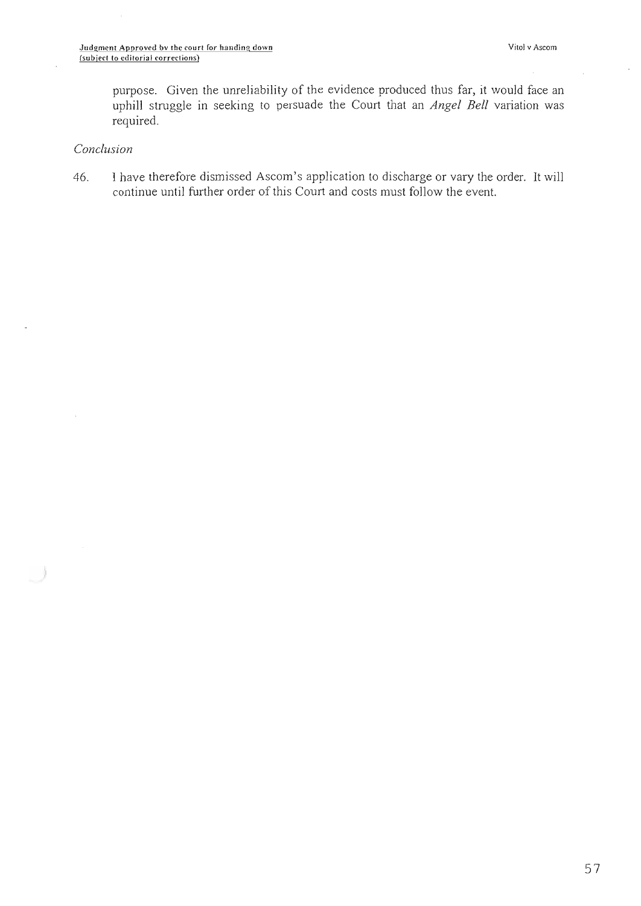purpose. Given the unreliability of the evidence produced thus far, it would face an uphill struggle in seeking to persuade the Court that an *Angel Bell* variation was required.

*Conclusion*

46. I have therefore dismissed Ascom's application to discharge or vary the order. It will continue until further order of this Court and costs must follow the event.